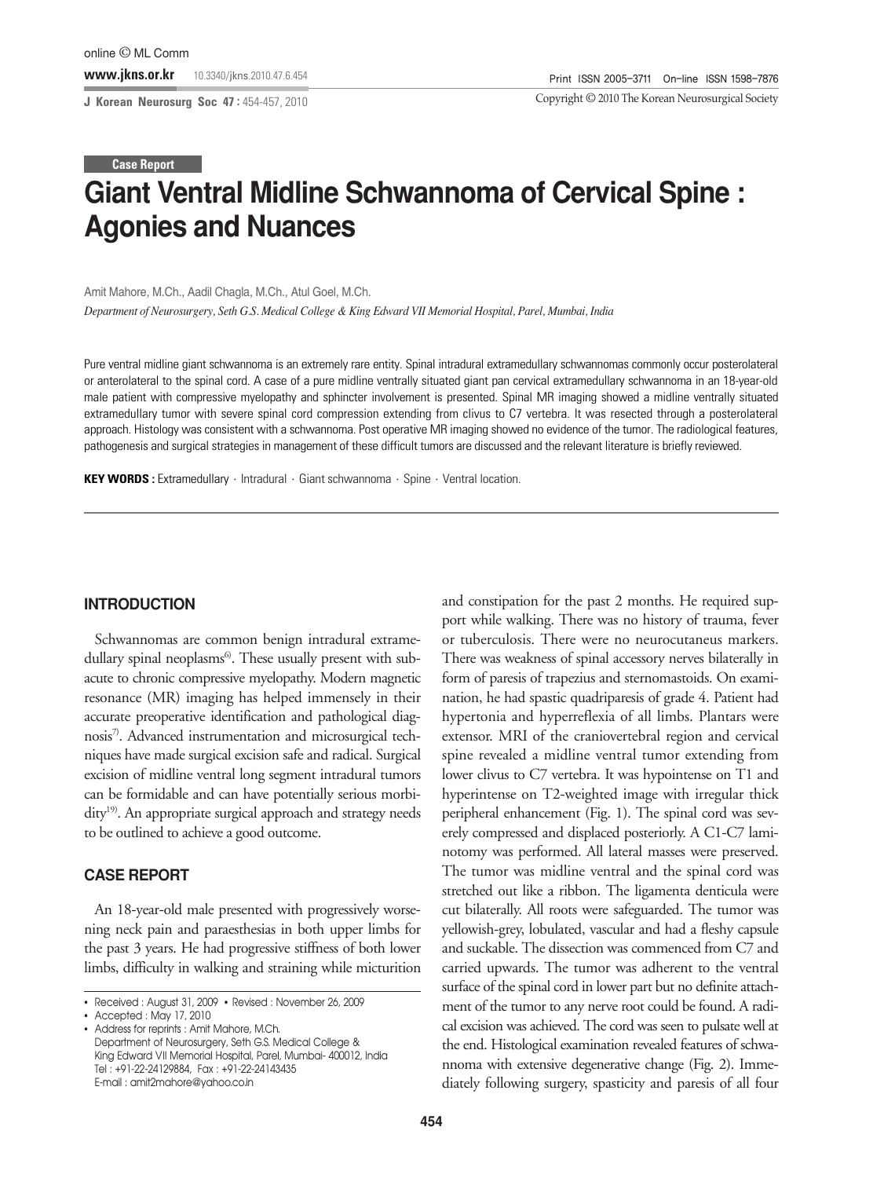Case Report

# Giant Ventral Midline Schwannoma of Cervical Spine : Agonies and Nuances

Amit Mahore, M.Ch., Aadil Chagla, M.Ch., Atul Goel, M.Ch.

*Department of Neurosurgery, Seth G.S. Medical College & King Edward VII Memorial Hospital, Parel, Mumbai, India*

Pure ventral midline giant schwannoma is an extremely rare entity. Spinal intradural extramedullary schwannomas commonly occur posterolateral or anterolateral to the spinal cord. A case of a pure midline ventrally situated giant pan cervical extramedullary schwannoma in an 18-year-old male patient with compressive myelopathy and sphincter involvement is presented. Spinal MR imaging showed a midline ventrally situated extramedullary tumor with severe spinal cord compression extending from clivus to C7 vertebra. It was resected through a posterolateral approach. Histology was consistent with a schwannoma. Post operative MR imaging showed no evidence of the tumor. The radiological features, pathogenesis and surgical strategies in management of these difficult tumors are discussed and the relevant literature is briefly reviewed.

**KEY WORDS :** Extramedullary · Intradural · Giant schwannoma · Spine · Ventral location.

## INTRODUCTION

Schwannomas are common benign intradural extramedullary spinal neoplasms[6]. These usually present with subacute to chronic compressive myelopathy. Modern magnetic resonance (MR) imaging has helped immensely in their accurate preoperative identification and pathological diagnosis[7]. Advanced instrumentation and microsurgical techniques have made surgical excision safe and radical. Surgical excision of midline ventral long segment intradural tumors can be formidable and can have potentially serious morbidity[19]. An appropriate surgical approach and strategy needs to be outlined to achieve a good outcome.

## CASE REPORT

An 18-year-old male presented with progressively worsening neck pain and paraesthesias in both upper limbs for the past 3 years. He had progressive stiffness of both lower limbs, difficulty in walking and straining while micturition and constipation for the past 2 months. He required support while walking. There was no history of trauma, fever or tuberculosis. There were no neurocutaneus markers. There was weakness of spinal accessory nerves bilaterally in form of paresis of trapezius and sternomastoids. On examination, he had spastic quadriparesis of grade 4. Patient had hypertonia and hyperreflexia of all limbs. Plantars were extensor. MRI of the craniovertebral region and cervical spine revealed a midline ventral tumor extending from lower clivus to C7 vertebra. It was hypointense on T1 and hyperintense on T2-weighted image with irregular thick peripheral enhancement (Fig. 1). The spinal cord was severely compressed and displaced posteriorly. A C1-C7 laminotomy was performed. All lateral masses were preserved. The tumor was midline ventral and the spinal cord was stretched out like a ribbon. The ligamenta denticula were cut bilaterally. All roots were safeguarded. The tumor was yellowish-grey, lobulated, vascular and had a fleshy capsule and suckable. The dissection was commenced from C7 and carried upwards. The tumor was adherent to the ventral surface of the spinal cord in lower part but no definite attachment of the tumor to any nerve root could be found. A radical excision was achieved. The cord was seen to pulsate well at the end. Histological examination revealed features of schwannoma with extensive degenerative change (Fig. 2). Immediately following surgery, spasticity and paresis of all four

- Received : August 31, 2009 • Revised : November 26, 2009
- Accepted : May 17, 2010
- Address for reprints : Amit Mahore, M.Ch.
  Department of Neurosurgery, Seth G.S. Medical College & King Edward VII Memorial Hospital, Parel, Mumbai- 400012, India
  Tel : +91-22-24129884, Fax : +91-22-24143435
  E-mail : amit2mahore@yahoo.co.in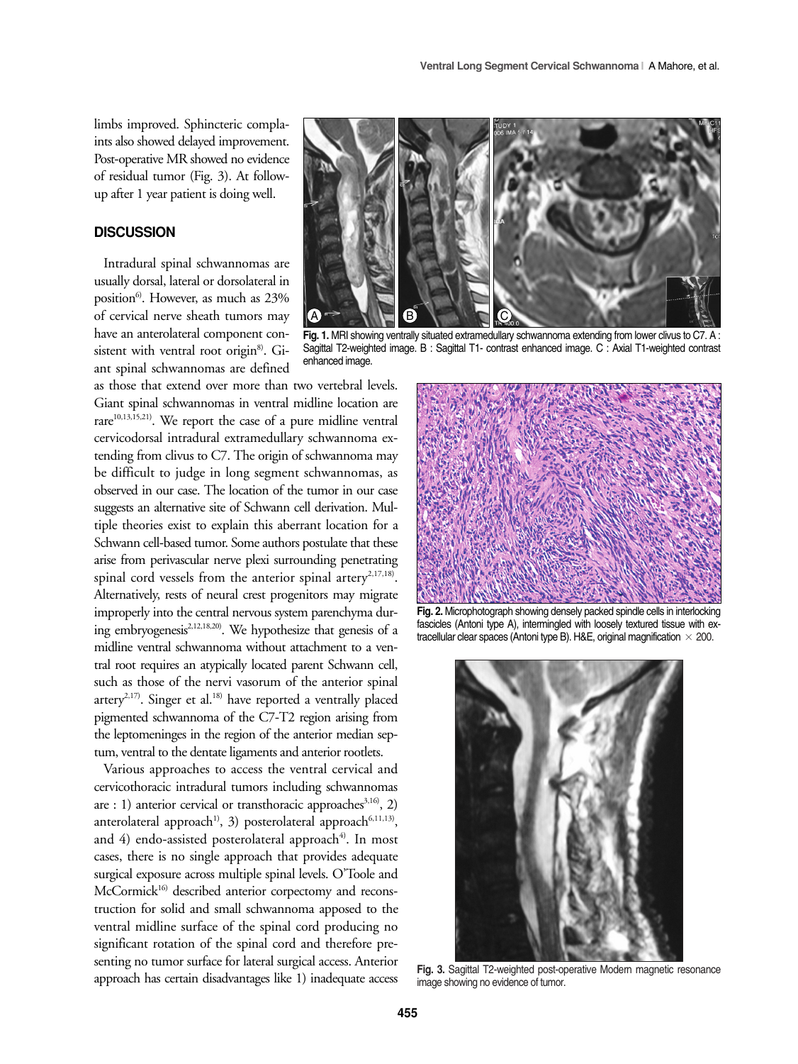limbs improved. Sphincteric complaints also showed delayed improvement. Post-operative MR showed no evidence of residual tumor (Fig. 3). At follow-up after 1 year patient is doing well.

## DISCUSSION

Intradural spinal schwannomas are usually dorsal, lateral or dorsolateral in position[6]. However, as much as 23% of cervical nerve sheath tumors may have an anterolateral component consistent with ventral root origin[8]. Giant spinal schwannomas are defined as those that extend over more than two vertebral levels. Giant spinal schwannomas in ventral midline location are rare[10,13,15,21]. We report the case of a pure midline ventral cervicodorsal intradural extramedullary schwannoma extending from clivus to C7. The origin of schwannoma may be difficult to judge in long segment schwannomas, as observed in our case. The location of the tumor in our case suggests an alternative site of Schwann cell derivation. Multiple theories exist to explain this aberrant location for a Schwann cell-based tumor. Some authors postulate that these arise from perivascular nerve plexi surrounding penetrating spinal cord vessels from the anterior spinal artery[2,17,18]. Alternatively, rests of neural crest progenitors may migrate improperly into the central nervous system parenchyma during embryogenesis[2,12,18,20]. We hypothesize that genesis of a midline ventral schwannoma without attachment to a ventral root requires an atypically located parent Schwann cell, such as those of the nervi vasorum of the anterior spinal artery[2,17]. Singer et al.[18] have reported a ventrally placed pigmented schwannoma of the C7-T2 region arising from the leptomeninges in the region of the anterior median septum, ventral to the dentate ligaments and anterior rootlets.

Various approaches to access the ventral cervical and cervicothoracic intradural tumors including schwannomas are : 1) anterior cervical or transthoracic approaches[3,16], 2) anterolateral approach[1], 3) posterolateral approach[6,11,13], and 4) endo-assisted posterolateral approach[4]. In most cases, there is no single approach that provides adequate surgical exposure across multiple spinal levels. O'Toole and McCormick[16] described anterior corpectomy and reconstruction for solid and small schwannoma apposed to the ventral midline surface of the spinal cord producing no significant rotation of the spinal cord and therefore presenting no tumor surface for lateral surgical access. Anterior approach has certain disadvantages like 1) inadequate access

**Fig. 1.** MRI showing ventrally situated extramedullary schwannoma extending from lower clivus to C7. A : Sagittal T2-weighted image. B : Sagittal T1- contrast enhanced image. C : Axial T1-weighted contrast enhanced image.

**Fig. 2.** Microphotograph showing densely packed spindle cells in interlocking fascicles (Antoni type A), intermingled with loosely textured tissue with extracellular clear spaces (Antoni type B). H&E, original magnification $\times$ 200.

**Fig. 3.** Sagittal T2-weighted post-operative Modern magnetic resonance image showing no evidence of tumor.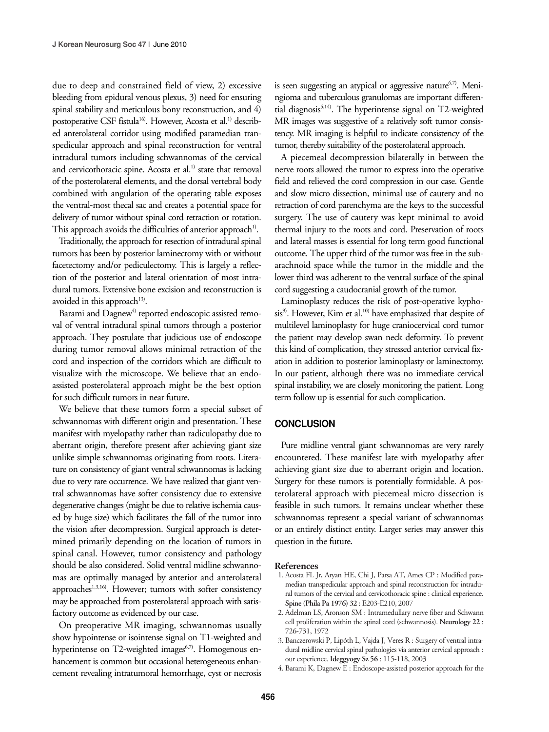due to deep and constrained field of view, 2) excessive bleeding from epidural venous plexus, 3) need for ensuring spinal stability and meticulous bony reconstruction, and 4) postoperative CSF fistula[16]. However, Acosta et al.[1] described anterolateral corridor using modified paramedian transpedicular approach and spinal reconstruction for ventral intradural tumors including schwannomas of the cervical and cervicothoracic spine. Acosta et al.[1] state that removal of the posterolateral elements, and the dorsal vertebral body combined with angulation of the operating table exposes the ventral-most thecal sac and creates a potential space for delivery of tumor without spinal cord retraction or rotation. This approach avoids the difficulties of anterior approach[1].

Traditionally, the approach for resection of intradural spinal tumors has been by posterior laminectomy with or without facetectomy and/or pediculectomy. This is largely a reflection of the posterior and lateral orientation of most intradural tumors. Extensive bone excision and reconstruction is avoided in this approach[13].

Barami and Dagnew[4] reported endoscopic assisted removal of ventral intradural spinal tumors through a posterior approach. They postulate that judicious use of endoscope during tumor removal allows minimal retraction of the cord and inspection of the corridors which are difficult to visualize with the microscope. We believe that an endo-assisted posterolateral approach might be the best option for such difficult tumors in near future.

We believe that these tumors form a special subset of schwannomas with different origin and presentation. These manifest with myelopathy rather than radiculopathy due to aberrant origin, therefore present after achieving giant size unlike simple schwannomas originating from roots. Literature on consistency of giant ventral schwannomas is lacking due to very rare occurrence. We have realized that giant ventral schwannomas have softer consistency due to extensive degenerative changes (might be due to relative ischemia caused by huge size) which facilitates the fall of the tumor into the vision after decompression. Surgical approach is determined primarily depending on the location of tumors in spinal canal. However, tumor consistency and pathology should be also considered. Solid ventral midline schwannomas are optimally managed by anterior and anterolateral approaches[1,3,16]. However; tumors with softer consistency may be approached from posterolateral approach with satisfactory outcome as evidenced by our case.

On preoperative MR imaging, schwannomas usually show hypointense or isointense signal on T1-weighted and hyperintense on T2-weighted images[6,7]. Homogenous enhancement is common but occasional heterogeneous enhancement revealing intratumoral hemorrhage, cyst or necrosis is seen suggesting an atypical or aggressive nature[6,7]. Meningioma and tuberculous granulomas are important differential diagnosis[5,14]. The hyperintense signal on T2-weighted MR images was suggestive of a relatively soft tumor consistency. MR imaging is helpful to indicate consistency of the tumor, thereby suitability of the posterolateral approach.

A piecemeal decompression bilaterally in between the nerve roots allowed the tumor to express into the operative field and relieved the cord compression in our case. Gentle and slow micro dissection, minimal use of cautery and no retraction of cord parenchyma are the keys to the successful surgery. The use of cautery was kept minimal to avoid thermal injury to the roots and cord. Preservation of roots and lateral masses is essential for long term good functional outcome. The upper third of the tumor was free in the subarachnoid space while the tumor in the middle and the lower third was adherent to the ventral surface of the spinal cord suggesting a caudocranial growth of the tumor.

Laminoplasty reduces the risk of post-operative kyphosis[9]. However, Kim et al.[10] have emphasized that despite of multilevel laminoplasty for huge craniocervical cord tumor the patient may develop swan neck deformity. To prevent this kind of complication, they stressed anterior cervical fixation in addition to posterior laminoplasty or laminectomy. In our patient, although there was no immediate cervical spinal instability, we are closely monitoring the patient. Long term follow up is essential for such complication.

## CONCLUSION

Pure midline ventral giant schwannomas are very rarely encountered. These manifest late with myelopathy after achieving giant size due to aberrant origin and location. Surgery for these tumors is potentially formidable. A posterolateral approach with piecemeal micro dissection is feasible in such tumors. It remains unclear whether these schwannomas represent a special variant of schwannomas or an entirely distinct entity. Larger series may answer this question in the future.

### References

1. Acosta FL Jr, Aryan HE, Chi J, Parsa AT, Ames CP : Modified paramedian transpedicular approach and spinal reconstruction for intradural tumors of the cervical and cervicothoracic spine : clinical experience. **Spine (Phila Pa 1976) 32** : E203-E210, 2007
2. Adelman LS, Aronson SM : Intramedullary nerve fiber and Schwann cell proliferation within the spinal cord (schwannosis). **Neurology 22** : 726-731, 1972
3. Banczerowski P, Lipóth L, Vajda J, Veres R : Surgery of ventral intradural midline cervical spinal pathologies via anterior cervical approach : our experience. **Ideggyogy Sz 56** : 115-118, 2003
4. Barami K, Dagnew E : Endoscope-assisted posterior approach for the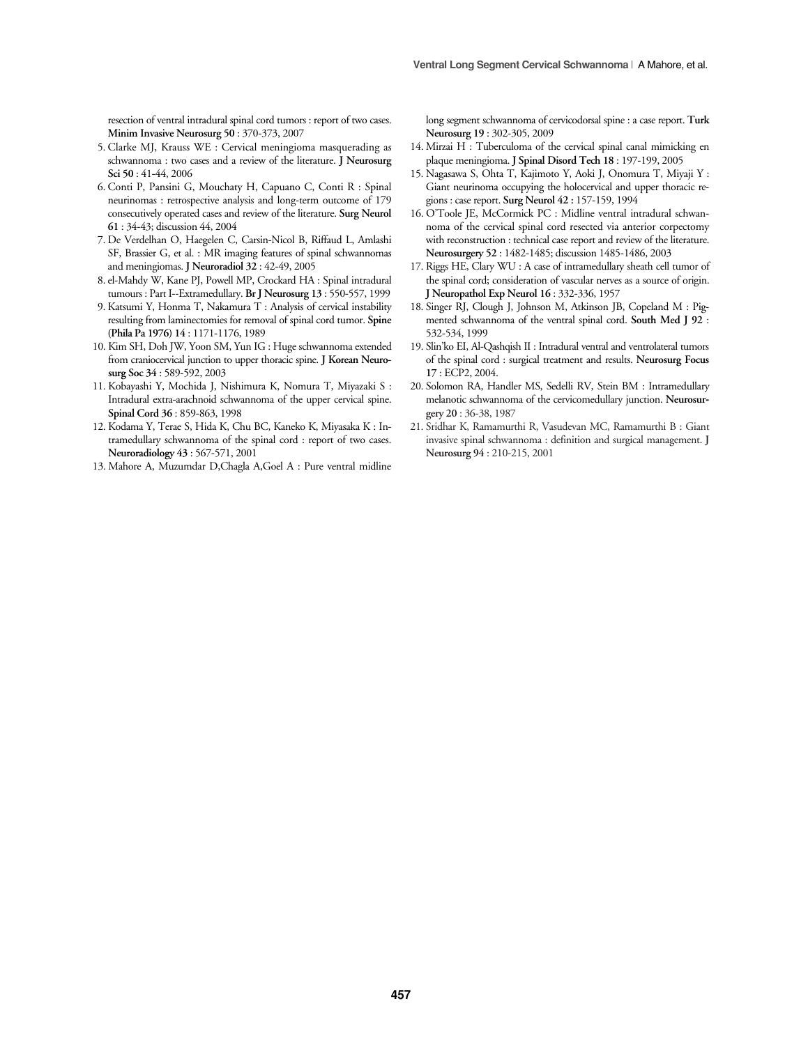resection of ventral intradural spinal cord tumors : report of two cases. **Minim Invasive Neurosurg 50** : 370-373, 2007

5. Clarke MJ, Krauss WE : Cervical meningioma masquerading as schwannoma : two cases and a review of the literature. **J Neurosurg Sci 50** : 41-44, 2006
6. Conti P, Pansini G, Mouchaty H, Capuano C, Conti R : Spinal neurinomas : retrospective analysis and long-term outcome of 179 consecutively operated cases and review of the literature. **Surg Neurol 61** : 34-43; discussion 44, 2004
7. De Verdelhan O, Haegelen C, Carsin-Nicol B, Riffaud L, Amlashi SF, Brassier G, et al. : MR imaging features of spinal schwannomas and meningiomas. **J Neuroradiol 32** : 42-49, 2005
8. el-Mahdy W, Kane PJ, Powell MP, Crockard HA : Spinal intradural tumours : Part I--Extramedullary. **Br J Neurosurg 13** : 550-557, 1999
9. Katsumi Y, Honma T, Nakamura T : Analysis of cervical instability resulting from laminectomies for removal of spinal cord tumor. **Spine (Phila Pa 1976) 14** : 1171-1176, 1989
10. Kim SH, Doh JW, Yoon SM, Yun IG : Huge schwannoma extended from craniocervical junction to upper thoracic spine. **J Korean Neurosurg Soc 34** : 589-592, 2003
11. Kobayashi Y, Mochida J, Nishimura K, Nomura T, Miyazaki S : Intradural extra-arachnoid schwannoma of the upper cervical spine. **Spinal Cord 36** : 859-863, 1998
12. Kodama Y, Terae S, Hida K, Chu BC, Kaneko K, Miyasaka K : Intramedullary schwannoma of the spinal cord : report of two cases. **Neuroradiology 43** : 567-571, 2001
13. Mahore A, Muzumdar D,Chagla A,Goel A : Pure ventral midline long segment schwannoma of cervicodorsal spine : a case report. **Turk Neurosurg 19** : 302-305, 2009
14. Mirzai H : Tuberculoma of the cervical spinal canal mimicking en plaque meningioma. **J Spinal Disord Tech 18** : 197-199, 2005
15. Nagasawa S, Ohta T, Kajimoto Y, Aoki J, Onomura T, Miyaji Y : Giant neurinoma occupying the holocervical and upper thoracic regions : case report. **Surg Neurol 42 :** 157-159, 1994
16. O'Toole JE, McCormick PC : Midline ventral intradural schwannoma of the cervical spinal cord resected via anterior corpectomy with reconstruction : technical case report and review of the literature. **Neurosurgery 52** : 1482-1485; discussion 1485-1486, 2003
17. Riggs HE, Clary WU : A case of intramedullary sheath cell tumor of the spinal cord; consideration of vascular nerves as a source of origin. **J Neuropathol Exp Neurol 16** : 332-336, 1957
18. Singer RJ, Clough J, Johnson M, Atkinson JB, Copeland M : Pigmented schwannoma of the ventral spinal cord. **South Med J 92** : 532-534, 1999
19. Slin'ko EI, Al-Qashqish II : Intradural ventral and ventrolateral tumors of the spinal cord : surgical treatment and results. **Neurosurg Focus 17** : ECP2, 2004.
20. Solomon RA, Handler MS, Sedelli RV, Stein BM : Intramedullary melanotic schwannoma of the cervicomedullary junction. **Neurosurgery 20** : 36-38, 1987
21. Sridhar K, Ramamurthi R, Vasudevan MC, Ramamurthi B : Giant invasive spinal schwannoma : definition and surgical management. **J Neurosurg 94** : 210-215, 2001